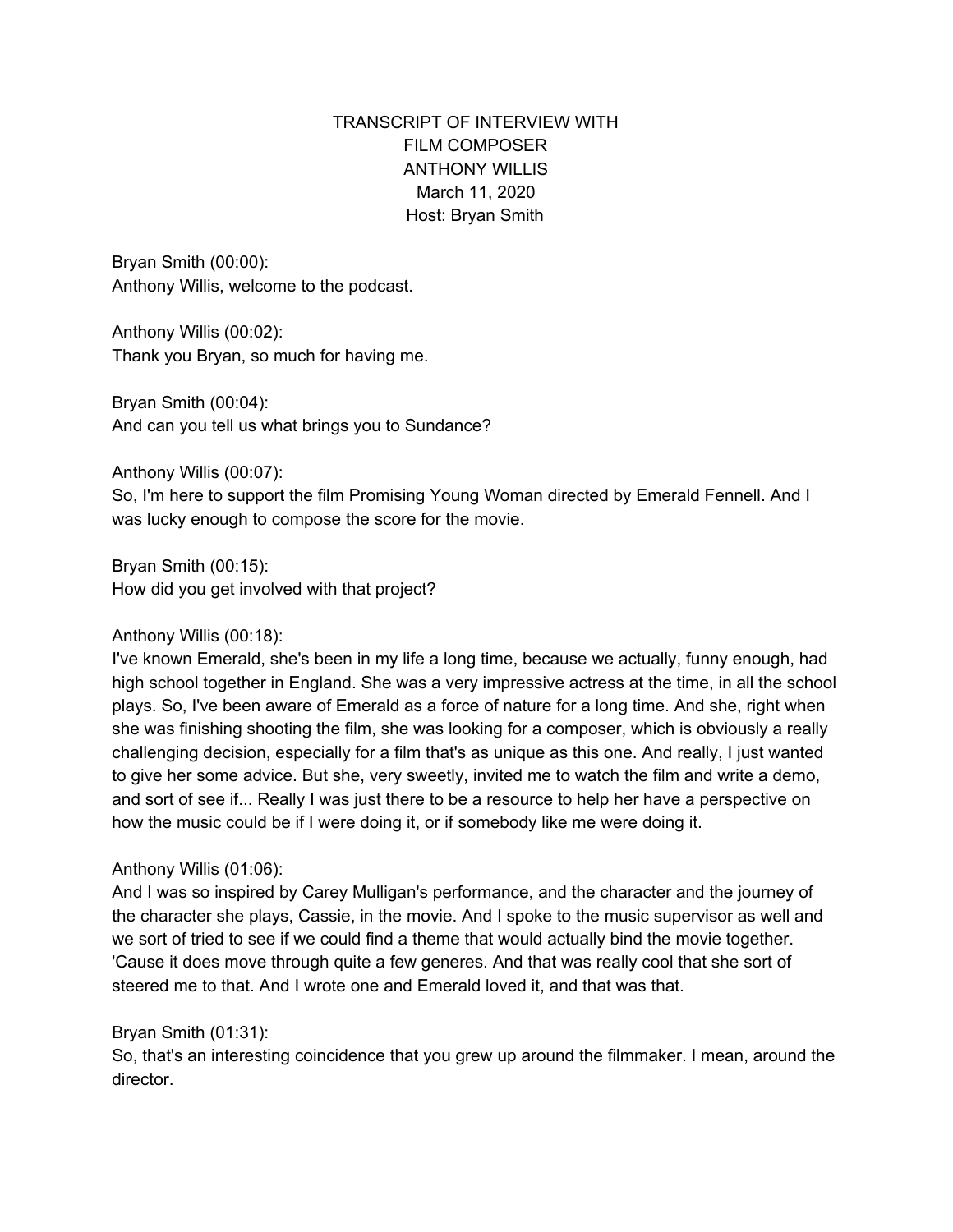# TRANSCRIPT OF INTERVIEW WITH FILM COMPOSER ANTHONY WILLIS

March 11, 2020

Host: Bryan Smith

Bryan Smith (00:00):
Anthony Willis, welcome to the podcast.

Anthony Willis (00:02):
Thank you Bryan, so much for having me.

Bryan Smith (00:04):
And can you tell us what brings you to Sundance?

Anthony Willis (00:07):
So, I'm here to support the film Promising Young Woman directed by Emerald Fennell. And I was lucky enough to compose the score for the movie.

Bryan Smith (00:15):
How did you get involved with that project?

Anthony Willis (00:18):
I've known Emerald, she's been in my life a long time, because we actually, funny enough, had high school together in England. She was a very impressive actress at the time, in all the school plays. So, I've been aware of Emerald as a force of nature for a long time. And she, right when she was finishing shooting the film, she was looking for a composer, which is obviously a really challenging decision, especially for a film that's as unique as this one. And really, I just wanted to give her some advice. But she, very sweetly, invited me to watch the film and write a demo, and sort of see if... Really I was just there to be a resource to help her have a perspective on how the music could be if I were doing it, or if somebody like me were doing it.

Anthony Willis (01:06):
And I was so inspired by Carey Mulligan's performance, and the character and the journey of the character she plays, Cassie, in the movie. And I spoke to the music supervisor as well and we sort of tried to see if we could find a theme that would actually bind the movie together. 'Cause it does move through quite a few generes. And that was really cool that she sort of steered me to that. And I wrote one and Emerald loved it, and that was that.

Bryan Smith (01:31):
So, that's an interesting coincidence that you grew up around the filmmaker. I mean, around the director.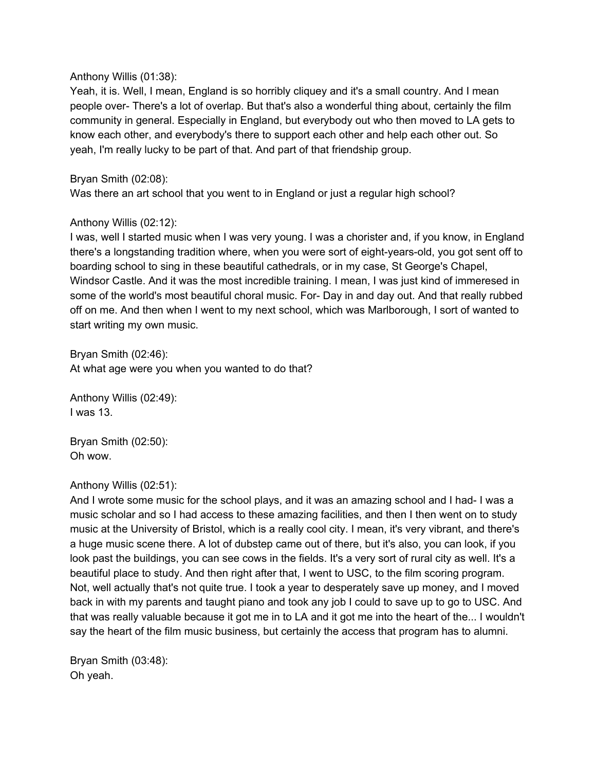Anthony Willis (01:38):
Yeah, it is. Well, I mean, England is so horribly cliquey and it's a small country. And I mean people over- There's a lot of overlap. But that's also a wonderful thing about, certainly the film community in general. Especially in England, but everybody out who then moved to LA gets to know each other, and everybody's there to support each other and help each other out. So yeah, I'm really lucky to be part of that. And part of that friendship group.

Bryan Smith (02:08):
Was there an art school that you went to in England or just a regular high school?

Anthony Willis (02:12):
I was, well I started music when I was very young. I was a chorister and, if you know, in England there's a longstanding tradition where, when you were sort of eight-years-old, you got sent off to boarding school to sing in these beautiful cathedrals, or in my case, St George's Chapel, Windsor Castle. And it was the most incredible training. I mean, I was just kind of immeresed in some of the world's most beautiful choral music. For- Day in and day out. And that really rubbed off on me. And then when I went to my next school, which was Marlborough, I sort of wanted to start writing my own music.

Bryan Smith (02:46):
At what age were you when you wanted to do that?

Anthony Willis (02:49):
I was 13.

Bryan Smith (02:50):
Oh wow.

Anthony Willis (02:51):
And I wrote some music for the school plays, and it was an amazing school and I had- I was a music scholar and so I had access to these amazing facilities, and then I then went on to study music at the University of Bristol, which is a really cool city. I mean, it's very vibrant, and there's a huge music scene there. A lot of dubstep came out of there, but it's also, you can look, if you look past the buildings, you can see cows in the fields. It's a very sort of rural city as well. It's a beautiful place to study. And then right after that, I went to USC, to the film scoring program. Not, well actually that's not quite true. I took a year to desperately save up money, and I moved back in with my parents and taught piano and took any job I could to save up to go to USC. And that was really valuable because it got me in to LA and it got me into the heart of the... I wouldn't say the heart of the film music business, but certainly the access that program has to alumni.

Bryan Smith (03:48):
Oh yeah.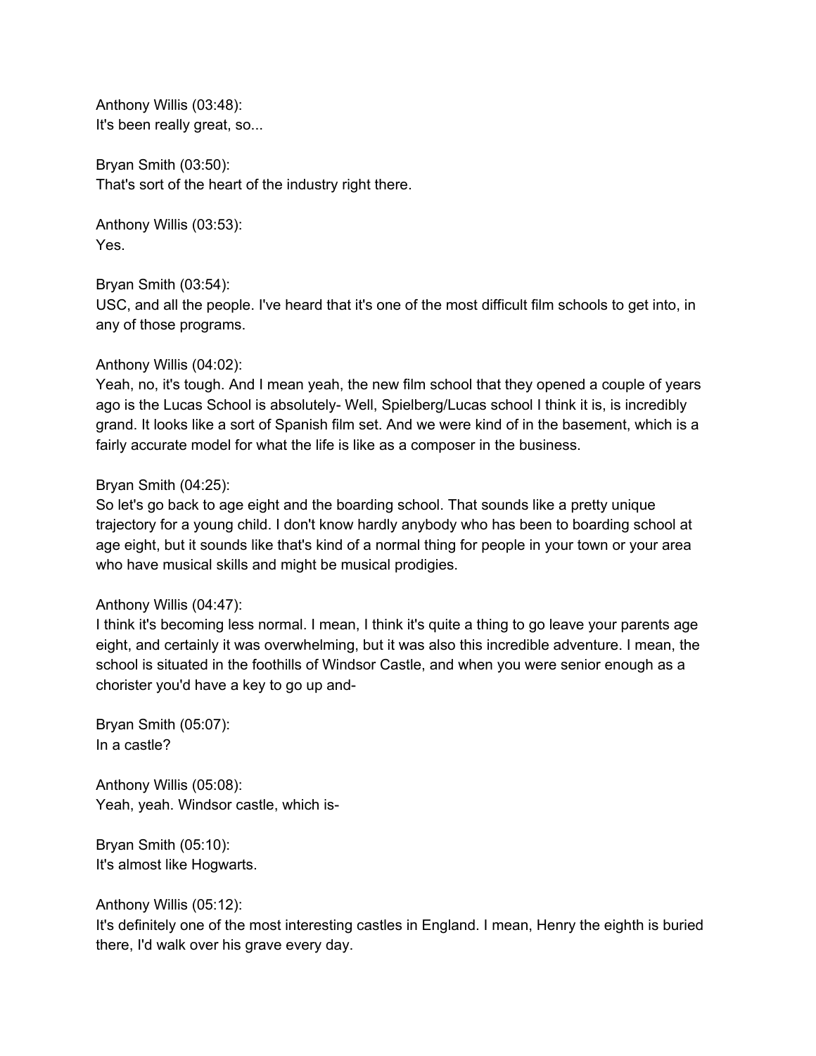Anthony Willis (03:48):
It's been really great, so...

Bryan Smith (03:50):
That's sort of the heart of the industry right there.

Anthony Willis (03:53):
Yes.

Bryan Smith (03:54):
USC, and all the people. I've heard that it's one of the most difficult film schools to get into, in any of those programs.

Anthony Willis (04:02):
Yeah, no, it's tough. And I mean yeah, the new film school that they opened a couple of years ago is the Lucas School is absolutely- Well, Spielberg/Lucas school I think it is, is incredibly grand. It looks like a sort of Spanish film set. And we were kind of in the basement, which is a fairly accurate model for what the life is like as a composer in the business.

Bryan Smith (04:25):
So let's go back to age eight and the boarding school. That sounds like a pretty unique trajectory for a young child. I don't know hardly anybody who has been to boarding school at age eight, but it sounds like that's kind of a normal thing for people in your town or your area who have musical skills and might be musical prodigies.

Anthony Willis (04:47):
I think it's becoming less normal. I mean, I think it's quite a thing to go leave your parents age eight, and certainly it was overwhelming, but it was also this incredible adventure. I mean, the school is situated in the foothills of Windsor Castle, and when you were senior enough as a chorister you'd have a key to go up and-

Bryan Smith (05:07):
In a castle?

Anthony Willis (05:08):
Yeah, yeah. Windsor castle, which is-

Bryan Smith (05:10):
It's almost like Hogwarts.

Anthony Willis (05:12):
It's definitely one of the most interesting castles in England. I mean, Henry the eighth is buried there, I'd walk over his grave every day.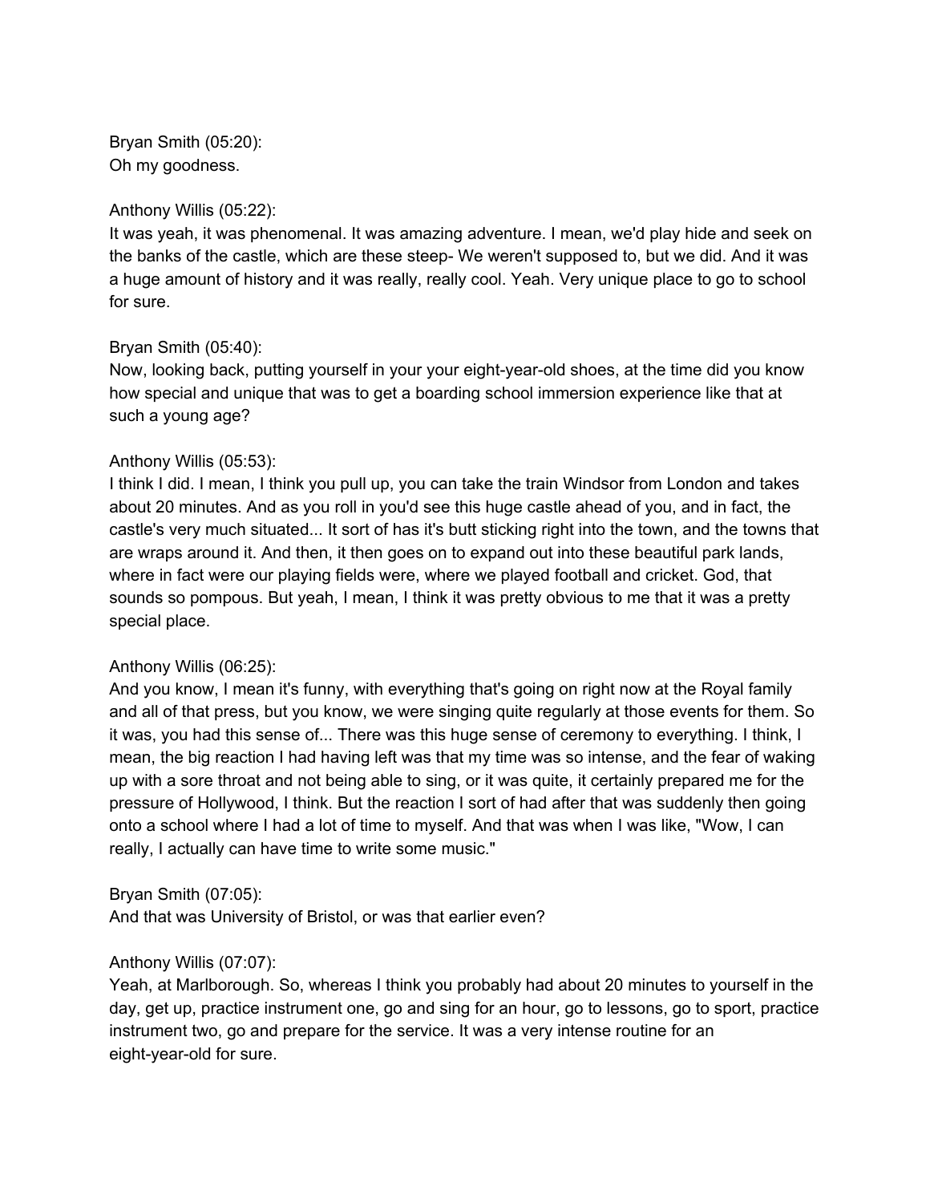Bryan Smith (05:20):
Oh my goodness.

Anthony Willis (05:22):
It was yeah, it was phenomenal. It was amazing adventure. I mean, we'd play hide and seek on the banks of the castle, which are these steep- We weren't supposed to, but we did. And it was a huge amount of history and it was really, really cool. Yeah. Very unique place to go to school for sure.

Bryan Smith (05:40):
Now, looking back, putting yourself in your your eight-year-old shoes, at the time did you know how special and unique that was to get a boarding school immersion experience like that at such a young age?

Anthony Willis (05:53):
I think I did. I mean, I think you pull up, you can take the train Windsor from London and takes about 20 minutes. And as you roll in you'd see this huge castle ahead of you, and in fact, the castle's very much situated... It sort of has it's butt sticking right into the town, and the towns that are wraps around it. And then, it then goes on to expand out into these beautiful park lands, where in fact were our playing fields were, where we played football and cricket. God, that sounds so pompous. But yeah, I mean, I think it was pretty obvious to me that it was a pretty special place.

Anthony Willis (06:25):
And you know, I mean it's funny, with everything that's going on right now at the Royal family and all of that press, but you know, we were singing quite regularly at those events for them. So it was, you had this sense of... There was this huge sense of ceremony to everything. I think, I mean, the big reaction I had having left was that my time was so intense, and the fear of waking up with a sore throat and not being able to sing, or it was quite, it certainly prepared me for the pressure of Hollywood, I think. But the reaction I sort of had after that was suddenly then going onto a school where I had a lot of time to myself. And that was when I was like, "Wow, I can really, I actually can have time to write some music."

Bryan Smith (07:05):
And that was University of Bristol, or was that earlier even?

Anthony Willis (07:07):
Yeah, at Marlborough. So, whereas I think you probably had about 20 minutes to yourself in the day, get up, practice instrument one, go and sing for an hour, go to lessons, go to sport, practice instrument two, go and prepare for the service. It was a very intense routine for an eight-year-old for sure.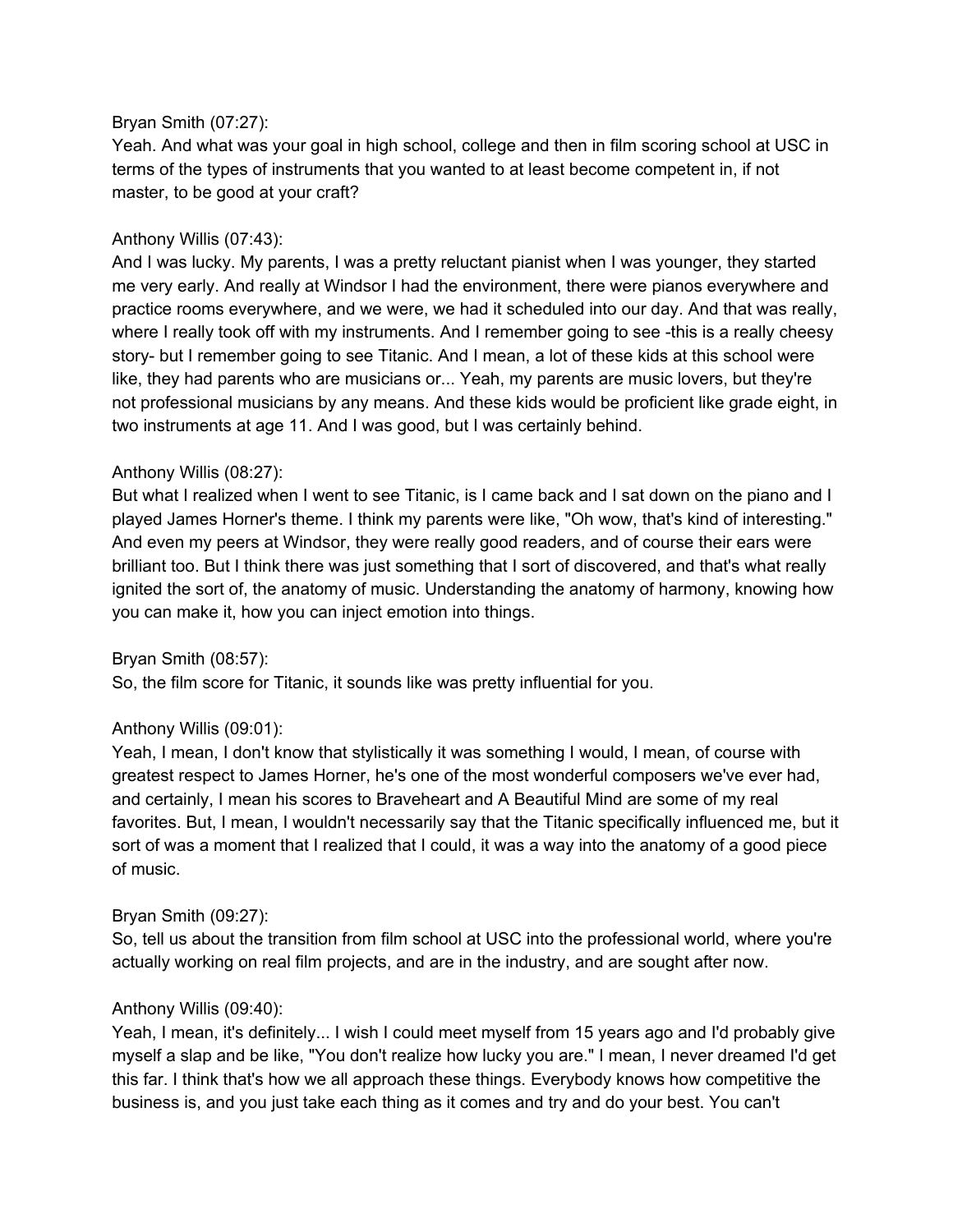Bryan Smith (07:27):
Yeah. And what was your goal in high school, college and then in film scoring school at USC in terms of the types of instruments that you wanted to at least become competent in, if not master, to be good at your craft?

Anthony Willis (07:43):
And I was lucky. My parents, I was a pretty reluctant pianist when I was younger, they started me very early. And really at Windsor I had the environment, there were pianos everywhere and practice rooms everywhere, and we were, we had it scheduled into our day. And that was really, where I really took off with my instruments. And I remember going to see -this is a really cheesy story- but I remember going to see Titanic. And I mean, a lot of these kids at this school were like, they had parents who are musicians or... Yeah, my parents are music lovers, but they're not professional musicians by any means. And these kids would be proficient like grade eight, in two instruments at age 11. And I was good, but I was certainly behind.

Anthony Willis (08:27):
But what I realized when I went to see Titanic, is I came back and I sat down on the piano and I played James Horner's theme. I think my parents were like, "Oh wow, that's kind of interesting." And even my peers at Windsor, they were really good readers, and of course their ears were brilliant too. But I think there was just something that I sort of discovered, and that's what really ignited the sort of, the anatomy of music. Understanding the anatomy of harmony, knowing how you can make it, how you can inject emotion into things.

Bryan Smith (08:57):
So, the film score for Titanic, it sounds like was pretty influential for you.

Anthony Willis (09:01):
Yeah, I mean, I don't know that stylistically it was something I would, I mean, of course with greatest respect to James Horner, he's one of the most wonderful composers we've ever had, and certainly, I mean his scores to Braveheart and A Beautiful Mind are some of my real favorites. But, I mean, I wouldn't necessarily say that the Titanic specifically influenced me, but it sort of was a moment that I realized that I could, it was a way into the anatomy of a good piece of music.

Bryan Smith (09:27):
So, tell us about the transition from film school at USC into the professional world, where you're actually working on real film projects, and are in the industry, and are sought after now.

Anthony Willis (09:40):
Yeah, I mean, it's definitely... I wish I could meet myself from 15 years ago and I'd probably give myself a slap and be like, "You don't realize how lucky you are." I mean, I never dreamed I'd get this far. I think that's how we all approach these things. Everybody knows how competitive the business is, and you just take each thing as it comes and try and do your best. You can't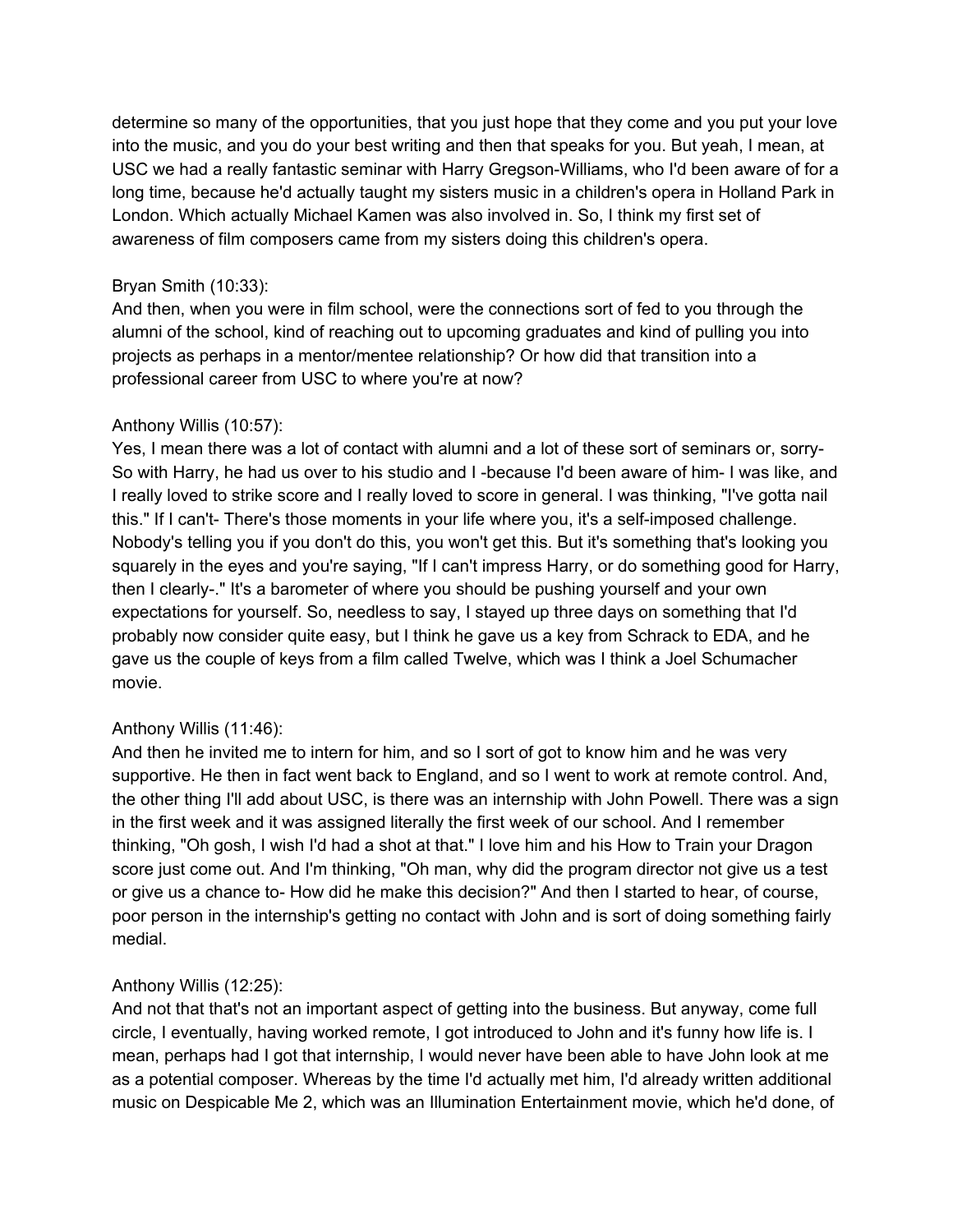determine so many of the opportunities, that you just hope that they come and you put your love into the music, and you do your best writing and then that speaks for you. But yeah, I mean, at USC we had a really fantastic seminar with Harry Gregson-Williams, who I'd been aware of for a long time, because he'd actually taught my sisters music in a children's opera in Holland Park in London. Which actually Michael Kamen was also involved in. So, I think my first set of awareness of film composers came from my sisters doing this children's opera.

Bryan Smith (10:33):
And then, when you were in film school, were the connections sort of fed to you through the alumni of the school, kind of reaching out to upcoming graduates and kind of pulling you into projects as perhaps in a mentor/mentee relationship? Or how did that transition into a professional career from USC to where you're at now?

Anthony Willis (10:57):
Yes, I mean there was a lot of contact with alumni and a lot of these sort of seminars or, sorry- So with Harry, he had us over to his studio and I -because I'd been aware of him- I was like, and I really loved to strike score and I really loved to score in general. I was thinking, "I've gotta nail this." If I can't- There's those moments in your life where you, it's a self-imposed challenge. Nobody's telling you if you don't do this, you won't get this. But it's something that's looking you squarely in the eyes and you're saying, "If I can't impress Harry, or do something good for Harry, then I clearly-." It's a barometer of where you should be pushing yourself and your own expectations for yourself. So, needless to say, I stayed up three days on something that I'd probably now consider quite easy, but I think he gave us a key from Schrack to EDA, and he gave us the couple of keys from a film called Twelve, which was I think a Joel Schumacher movie.

Anthony Willis (11:46):
And then he invited me to intern for him, and so I sort of got to know him and he was very supportive. He then in fact went back to England, and so I went to work at remote control. And, the other thing I'll add about USC, is there was an internship with John Powell. There was a sign in the first week and it was assigned literally the first week of our school. And I remember thinking, "Oh gosh, I wish I'd had a shot at that." I love him and his How to Train your Dragon score just come out. And I'm thinking, "Oh man, why did the program director not give us a test or give us a chance to- How did he make this decision?" And then I started to hear, of course, poor person in the internship's getting no contact with John and is sort of doing something fairly medial.

Anthony Willis (12:25):
And not that that's not an important aspect of getting into the business. But anyway, come full circle, I eventually, having worked remote, I got introduced to John and it's funny how life is. I mean, perhaps had I got that internship, I would never have been able to have John look at me as a potential composer. Whereas by the time I'd actually met him, I'd already written additional music on Despicable Me 2, which was an Illumination Entertainment movie, which he'd done, of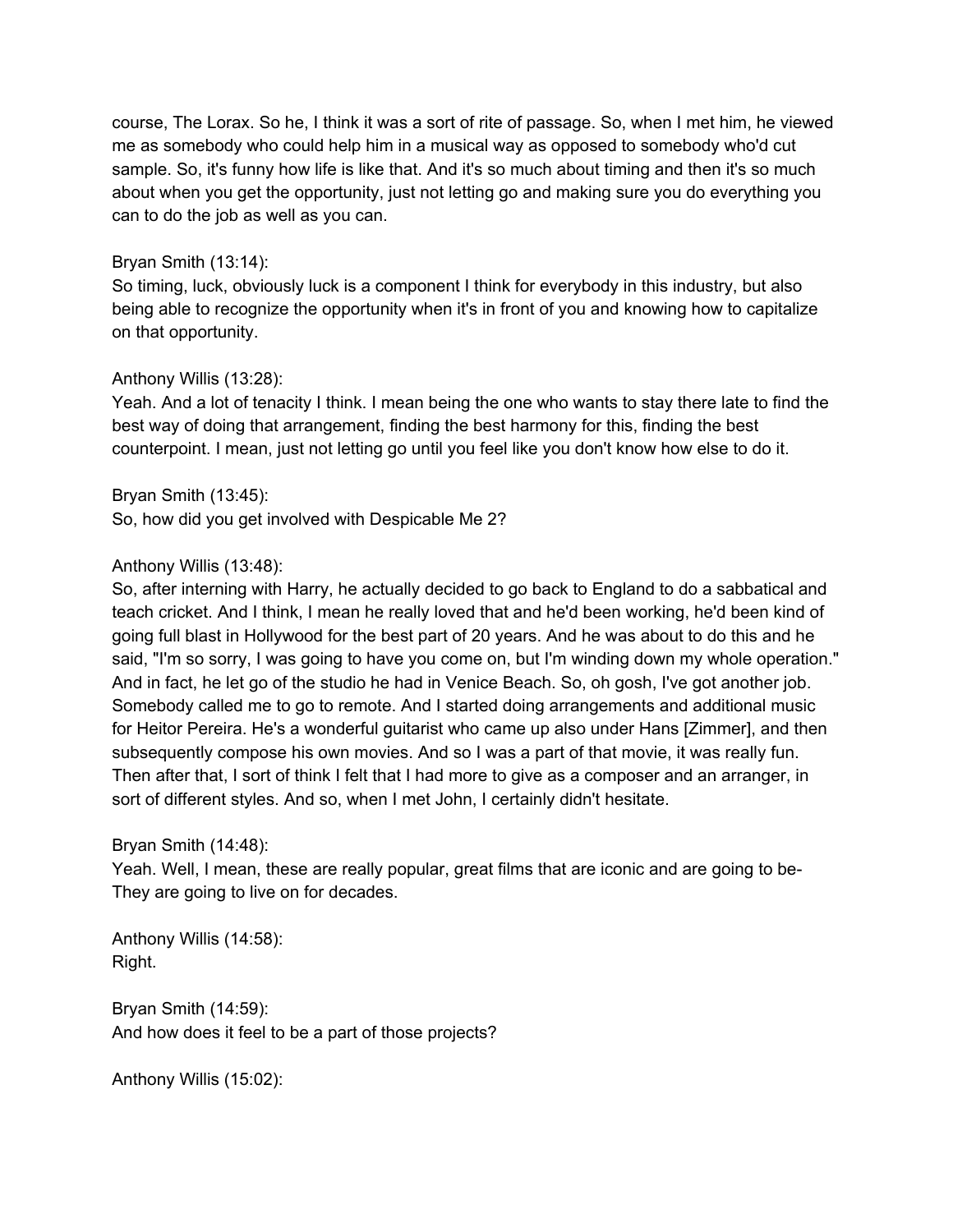course, The Lorax. So he, I think it was a sort of rite of passage. So, when I met him, he viewed me as somebody who could help him in a musical way as opposed to somebody who'd cut sample. So, it's funny how life is like that. And it's so much about timing and then it's so much about when you get the opportunity, just not letting go and making sure you do everything you can to do the job as well as you can.

Bryan Smith (13:14):
So timing, luck, obviously luck is a component I think for everybody in this industry, but also being able to recognize the opportunity when it's in front of you and knowing how to capitalize on that opportunity.

Anthony Willis (13:28):
Yeah. And a lot of tenacity I think. I mean being the one who wants to stay there late to find the best way of doing that arrangement, finding the best harmony for this, finding the best counterpoint. I mean, just not letting go until you feel like you don't know how else to do it.

Bryan Smith (13:45):
So, how did you get involved with Despicable Me 2?

Anthony Willis (13:48):
So, after interning with Harry, he actually decided to go back to England to do a sabbatical and teach cricket. And I think, I mean he really loved that and he'd been working, he'd been kind of going full blast in Hollywood for the best part of 20 years. And he was about to do this and he said, "I'm so sorry, I was going to have you come on, but I'm winding down my whole operation." And in fact, he let go of the studio he had in Venice Beach. So, oh gosh, I've got another job. Somebody called me to go to remote. And I started doing arrangements and additional music for Heitor Pereira. He's a wonderful guitarist who came up also under Hans [Zimmer], and then subsequently compose his own movies. And so I was a part of that movie, it was really fun. Then after that, I sort of think I felt that I had more to give as a composer and an arranger, in sort of different styles. And so, when I met John, I certainly didn't hesitate.

Bryan Smith (14:48):
Yeah. Well, I mean, these are really popular, great films that are iconic and are going to be- They are going to live on for decades.

Anthony Willis (14:58):
Right.

Bryan Smith (14:59):
And how does it feel to be a part of those projects?

Anthony Willis (15:02):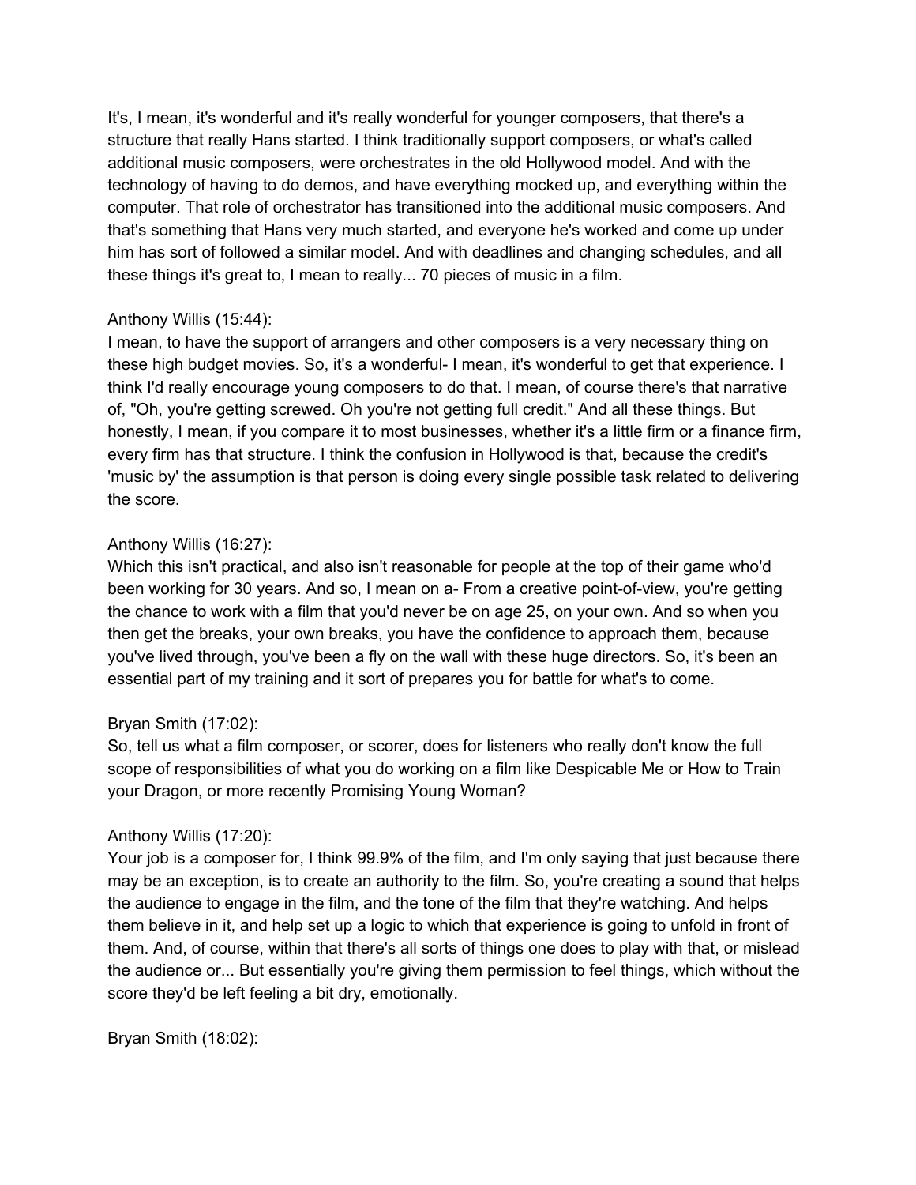It's, I mean, it's wonderful and it's really wonderful for younger composers, that there's a structure that really Hans started. I think traditionally support composers, or what's called additional music composers, were orchestrates in the old Hollywood model. And with the technology of having to do demos, and have everything mocked up, and everything within the computer. That role of orchestrator has transitioned into the additional music composers. And that's something that Hans very much started, and everyone he's worked and come up under him has sort of followed a similar model. And with deadlines and changing schedules, and all these things it's great to, I mean to really... 70 pieces of music in a film.

Anthony Willis (15:44):
I mean, to have the support of arrangers and other composers is a very necessary thing on these high budget movies. So, it's a wonderful- I mean, it's wonderful to get that experience. I think I'd really encourage young composers to do that. I mean, of course there's that narrative of, "Oh, you're getting screwed. Oh you're not getting full credit." And all these things. But honestly, I mean, if you compare it to most businesses, whether it's a little firm or a finance firm, every firm has that structure. I think the confusion in Hollywood is that, because the credit's 'music by' the assumption is that person is doing every single possible task related to delivering the score.

Anthony Willis (16:27):
Which this isn't practical, and also isn't reasonable for people at the top of their game who'd been working for 30 years. And so, I mean on a- From a creative point-of-view, you're getting the chance to work with a film that you'd never be on age 25, on your own. And so when you then get the breaks, your own breaks, you have the confidence to approach them, because you've lived through, you've been a fly on the wall with these huge directors. So, it's been an essential part of my training and it sort of prepares you for battle for what's to come.

Bryan Smith (17:02):
So, tell us what a film composer, or scorer, does for listeners who really don't know the full scope of responsibilities of what you do working on a film like Despicable Me or How to Train your Dragon, or more recently Promising Young Woman?

Anthony Willis (17:20):
Your job is a composer for, I think 99.9% of the film, and I'm only saying that just because there may be an exception, is to create an authority to the film. So, you're creating a sound that helps the audience to engage in the film, and the tone of the film that they're watching. And helps them believe in it, and help set up a logic to which that experience is going to unfold in front of them. And, of course, within that there's all sorts of things one does to play with that, or mislead the audience or... But essentially you're giving them permission to feel things, which without the score they'd be left feeling a bit dry, emotionally.

Bryan Smith (18:02):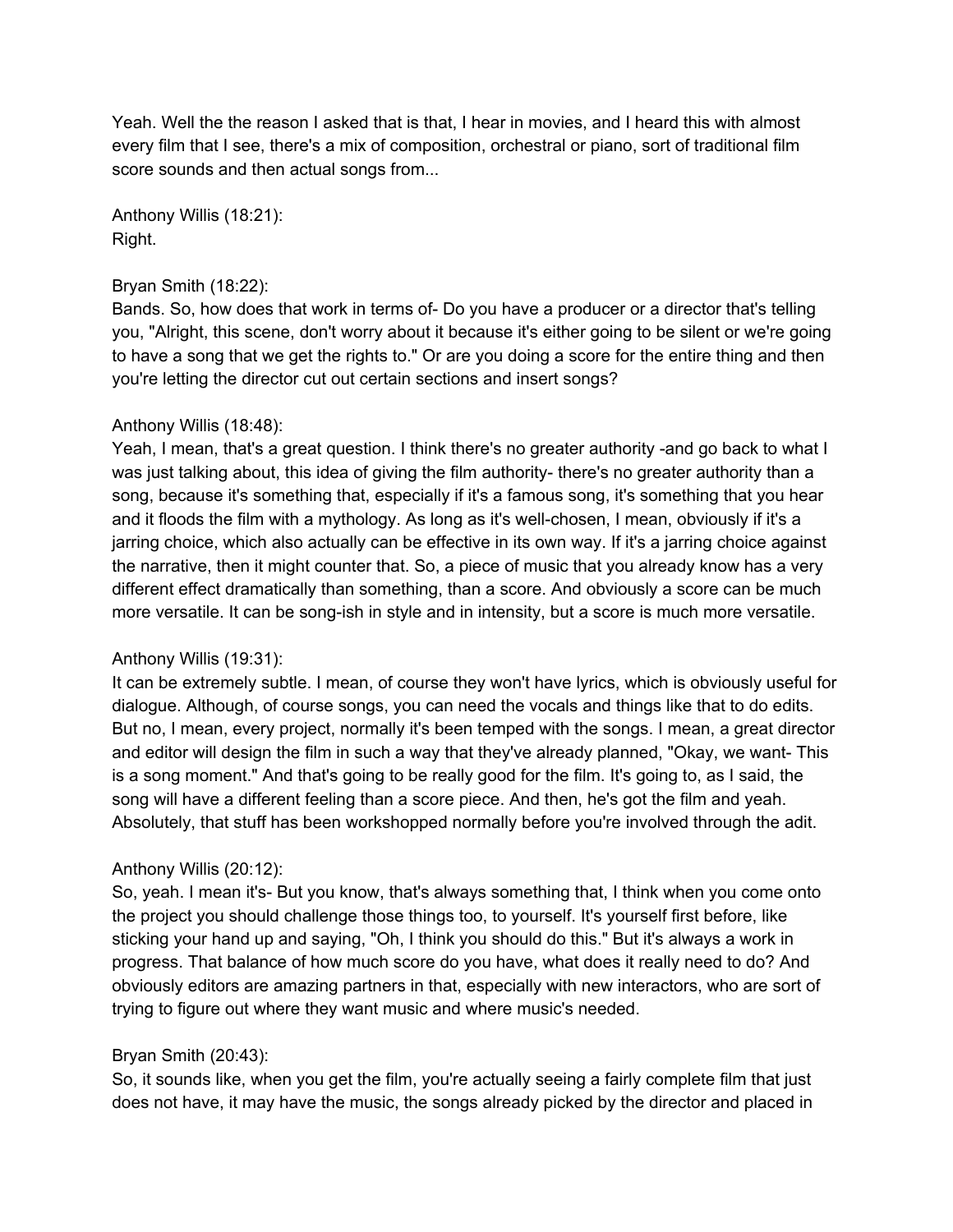Yeah. Well the the reason I asked that is that, I hear in movies, and I heard this with almost every film that I see, there's a mix of composition, orchestral or piano, sort of traditional film score sounds and then actual songs from...

Anthony Willis (18:21):
Right.

Bryan Smith (18:22):
Bands. So, how does that work in terms of- Do you have a producer or a director that's telling you, "Alright, this scene, don't worry about it because it's either going to be silent or we're going to have a song that we get the rights to." Or are you doing a score for the entire thing and then you're letting the director cut out certain sections and insert songs?

Anthony Willis (18:48):
Yeah, I mean, that's a great question. I think there's no greater authority -and go back to what I was just talking about, this idea of giving the film authority- there's no greater authority than a song, because it's something that, especially if it's a famous song, it's something that you hear and it floods the film with a mythology. As long as it's well-chosen, I mean, obviously if it's a jarring choice, which also actually can be effective in its own way. If it's a jarring choice against the narrative, then it might counter that. So, a piece of music that you already know has a very different effect dramatically than something, than a score. And obviously a score can be much more versatile. It can be song-ish in style and in intensity, but a score is much more versatile.

Anthony Willis (19:31):
It can be extremely subtle. I mean, of course they won't have lyrics, which is obviously useful for dialogue. Although, of course songs, you can need the vocals and things like that to do edits. But no, I mean, every project, normally it's been temped with the songs. I mean, a great director and editor will design the film in such a way that they've already planned, "Okay, we want- This is a song moment." And that's going to be really good for the film. It's going to, as I said, the song will have a different feeling than a score piece. And then, he's got the film and yeah. Absolutely, that stuff has been workshopped normally before you're involved through the adit.

Anthony Willis (20:12):
So, yeah. I mean it's- But you know, that's always something that, I think when you come onto the project you should challenge those things too, to yourself. It's yourself first before, like sticking your hand up and saying, "Oh, I think you should do this." But it's always a work in progress. That balance of how much score do you have, what does it really need to do? And obviously editors are amazing partners in that, especially with new interactors, who are sort of trying to figure out where they want music and where music's needed.

Bryan Smith (20:43):
So, it sounds like, when you get the film, you're actually seeing a fairly complete film that just does not have, it may have the music, the songs already picked by the director and placed in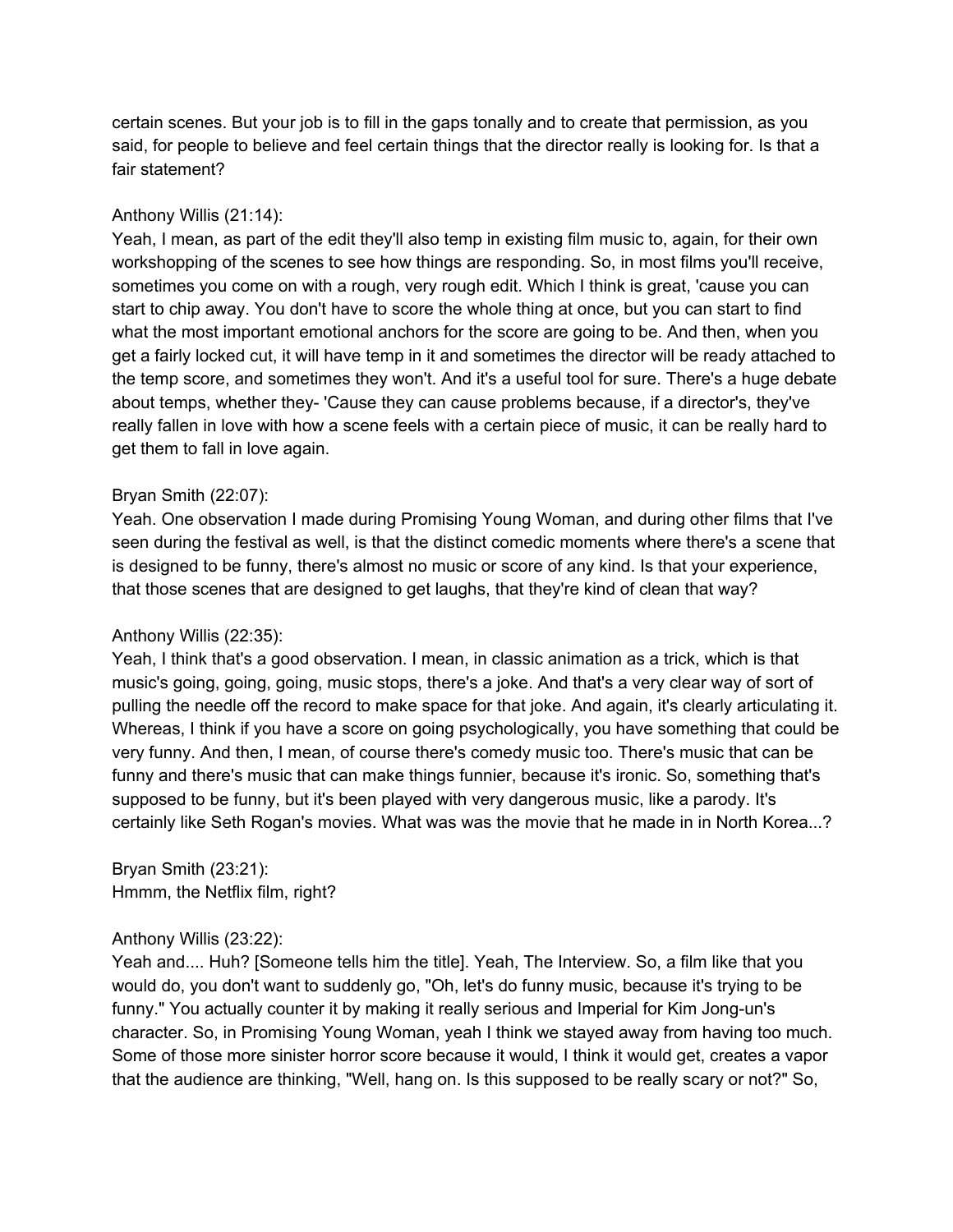certain scenes. But your job is to fill in the gaps tonally and to create that permission, as you said, for people to believe and feel certain things that the director really is looking for. Is that a fair statement?

Anthony Willis (21:14):
Yeah, I mean, as part of the edit they'll also temp in existing film music to, again, for their own workshopping of the scenes to see how things are responding. So, in most films you'll receive, sometimes you come on with a rough, very rough edit. Which I think is great, 'cause you can start to chip away. You don't have to score the whole thing at once, but you can start to find what the most important emotional anchors for the score are going to be. And then, when you get a fairly locked cut, it will have temp in it and sometimes the director will be ready attached to the temp score, and sometimes they won't. And it's a useful tool for sure. There's a huge debate about temps, whether they- 'Cause they can cause problems because, if a director's, they've really fallen in love with how a scene feels with a certain piece of music, it can be really hard to get them to fall in love again.

Bryan Smith (22:07):
Yeah. One observation I made during Promising Young Woman, and during other films that I've seen during the festival as well, is that the distinct comedic moments where there's a scene that is designed to be funny, there's almost no music or score of any kind. Is that your experience, that those scenes that are designed to get laughs, that they're kind of clean that way?

Anthony Willis (22:35):
Yeah, I think that's a good observation. I mean, in classic animation as a trick, which is that music's going, going, going, music stops, there's a joke. And that's a very clear way of sort of pulling the needle off the record to make space for that joke. And again, it's clearly articulating it. Whereas, I think if you have a score on going psychologically, you have something that could be very funny. And then, I mean, of course there's comedy music too. There's music that can be funny and there's music that can make things funnier, because it's ironic. So, something that's supposed to be funny, but it's been played with very dangerous music, like a parody. It's certainly like Seth Rogan's movies. What was was the movie that he made in in North Korea...?

Bryan Smith (23:21):
Hmmm, the Netflix film, right?

Anthony Willis (23:22):
Yeah and.... Huh? [Someone tells him the title]. Yeah, The Interview. So, a film like that you would do, you don't want to suddenly go, "Oh, let's do funny music, because it's trying to be funny." You actually counter it by making it really serious and Imperial for Kim Jong-un's character. So, in Promising Young Woman, yeah I think we stayed away from having too much. Some of those more sinister horror score because it would, I think it would get, creates a vapor that the audience are thinking, "Well, hang on. Is this supposed to be really scary or not?" So,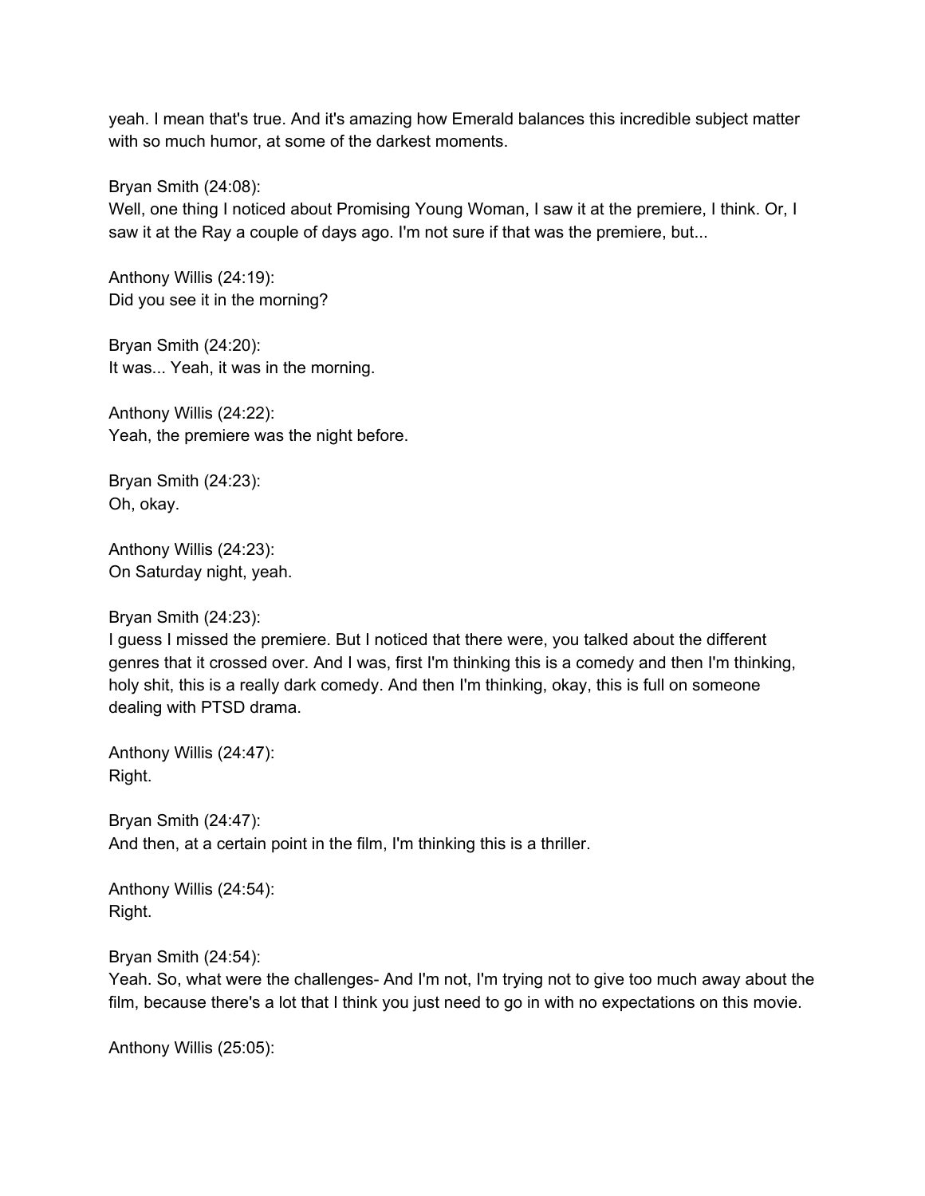yeah. I mean that's true. And it's amazing how Emerald balances this incredible subject matter with so much humor, at some of the darkest moments.

Bryan Smith (24:08):
Well, one thing I noticed about Promising Young Woman, I saw it at the premiere, I think. Or, I saw it at the Ray a couple of days ago. I'm not sure if that was the premiere, but...

Anthony Willis (24:19):
Did you see it in the morning?

Bryan Smith (24:20):
It was... Yeah, it was in the morning.

Anthony Willis (24:22):
Yeah, the premiere was the night before.

Bryan Smith (24:23):
Oh, okay.

Anthony Willis (24:23):
On Saturday night, yeah.

Bryan Smith (24:23):
I guess I missed the premiere. But I noticed that there were, you talked about the different genres that it crossed over. And I was, first I'm thinking this is a comedy and then I'm thinking, holy shit, this is a really dark comedy. And then I'm thinking, okay, this is full on someone dealing with PTSD drama.

Anthony Willis (24:47):
Right.

Bryan Smith (24:47):
And then, at a certain point in the film, I'm thinking this is a thriller.

Anthony Willis (24:54):
Right.

Bryan Smith (24:54):
Yeah. So, what were the challenges- And I'm not, I'm trying not to give too much away about the film, because there's a lot that I think you just need to go in with no expectations on this movie.

Anthony Willis (25:05):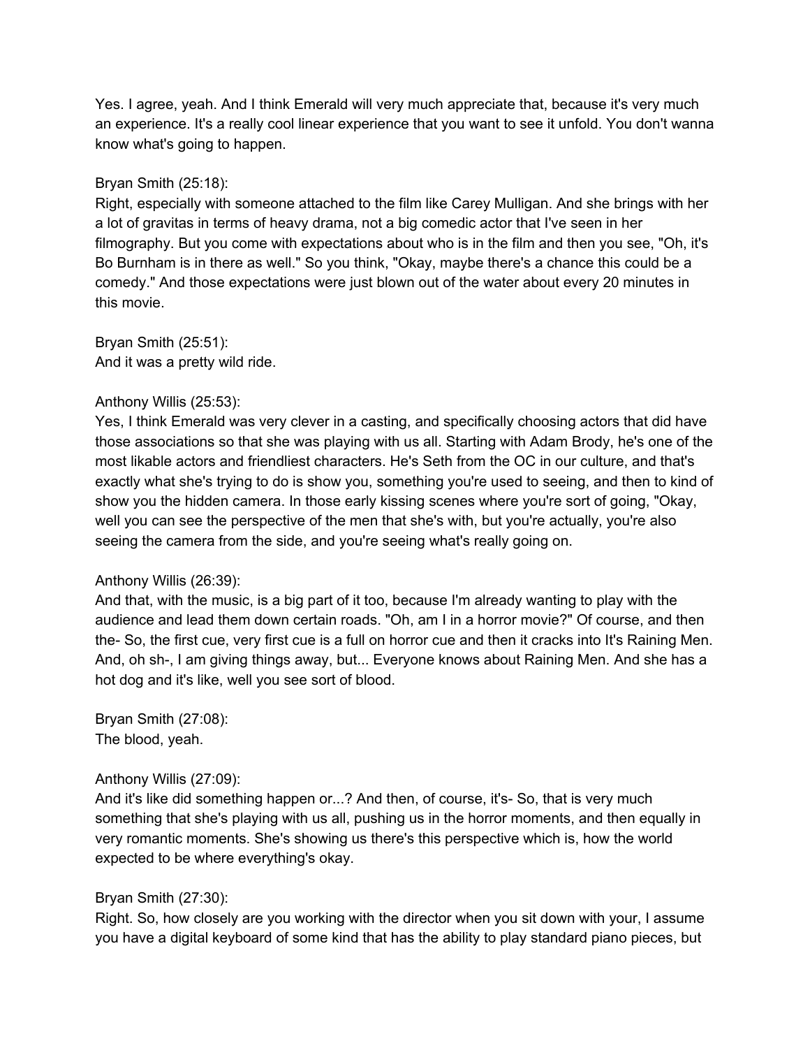Yes. I agree, yeah. And I think Emerald will very much appreciate that, because it's very much an experience. It's a really cool linear experience that you want to see it unfold. You don't wanna know what's going to happen.

Bryan Smith (25:18):
Right, especially with someone attached to the film like Carey Mulligan. And she brings with her a lot of gravitas in terms of heavy drama, not a big comedic actor that I've seen in her filmography. But you come with expectations about who is in the film and then you see, "Oh, it's Bo Burnham is in there as well." So you think, "Okay, maybe there's a chance this could be a comedy." And those expectations were just blown out of the water about every 20 minutes in this movie.

Bryan Smith (25:51):
And it was a pretty wild ride.

Anthony Willis (25:53):
Yes, I think Emerald was very clever in a casting, and specifically choosing actors that did have those associations so that she was playing with us all. Starting with Adam Brody, he's one of the most likable actors and friendliest characters. He's Seth from the OC in our culture, and that's exactly what she's trying to do is show you, something you're used to seeing, and then to kind of show you the hidden camera. In those early kissing scenes where you're sort of going, "Okay, well you can see the perspective of the men that she's with, but you're actually, you're also seeing the camera from the side, and you're seeing what's really going on.

Anthony Willis (26:39):
And that, with the music, is a big part of it too, because I'm already wanting to play with the audience and lead them down certain roads. "Oh, am I in a horror movie?" Of course, and then the- So, the first cue, very first cue is a full on horror cue and then it cracks into It's Raining Men. And, oh sh-, I am giving things away, but... Everyone knows about Raining Men. And she has a hot dog and it's like, well you see sort of blood.

Bryan Smith (27:08):
The blood, yeah.

Anthony Willis (27:09):
And it's like did something happen or...? And then, of course, it's- So, that is very much something that she's playing with us all, pushing us in the horror moments, and then equally in very romantic moments. She's showing us there's this perspective which is, how the world expected to be where everything's okay.

Bryan Smith (27:30):
Right. So, how closely are you working with the director when you sit down with your, I assume you have a digital keyboard of some kind that has the ability to play standard piano pieces, but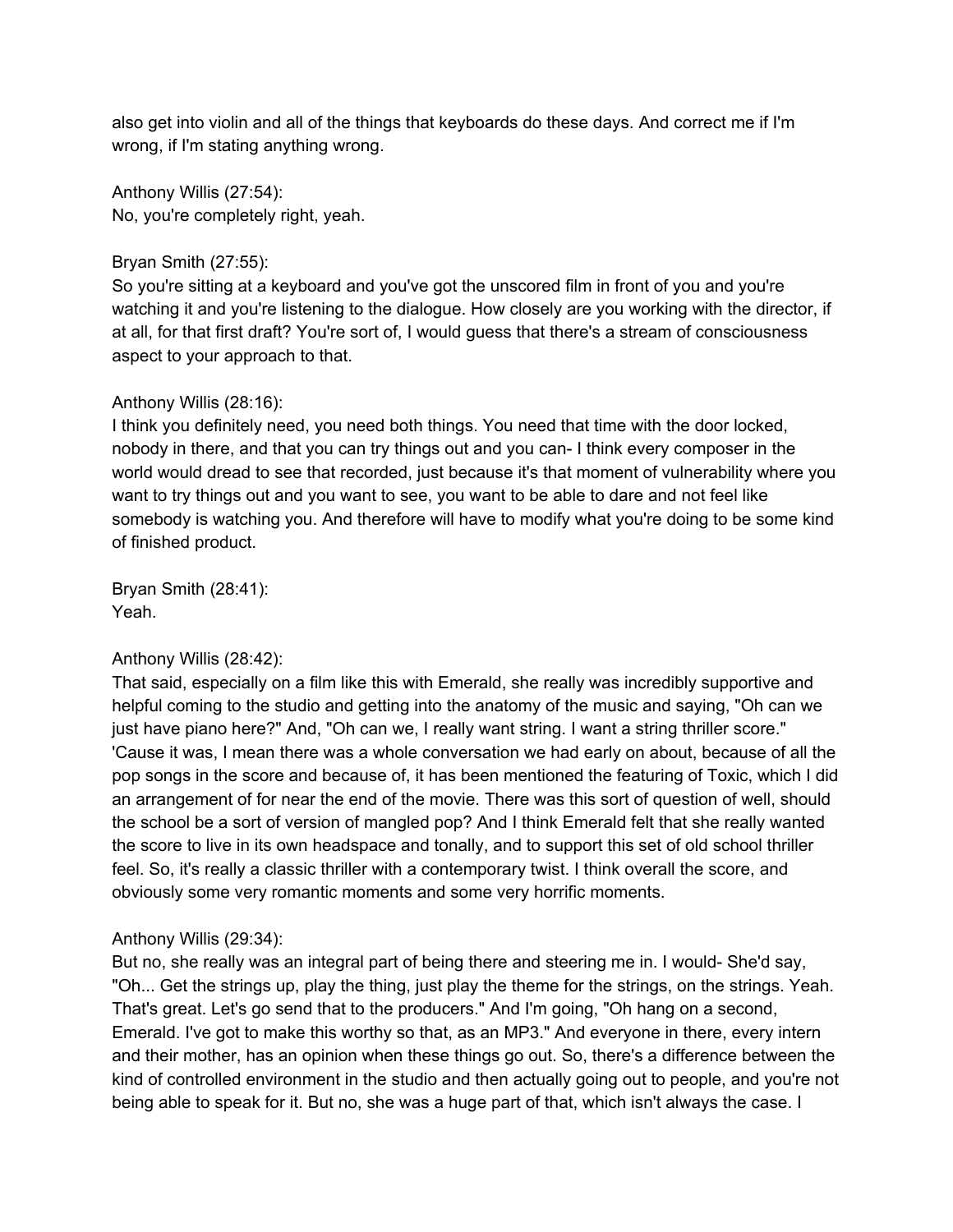also get into violin and all of the things that keyboards do these days. And correct me if I'm wrong, if I'm stating anything wrong.

Anthony Willis (27:54):
No, you're completely right, yeah.

Bryan Smith (27:55):
So you're sitting at a keyboard and you've got the unscored film in front of you and you're watching it and you're listening to the dialogue. How closely are you working with the director, if at all, for that first draft? You're sort of, I would guess that there's a stream of consciousness aspect to your approach to that.

Anthony Willis (28:16):
I think you definitely need, you need both things. You need that time with the door locked, nobody in there, and that you can try things out and you can- I think every composer in the world would dread to see that recorded, just because it's that moment of vulnerability where you want to try things out and you want to see, you want to be able to dare and not feel like somebody is watching you. And therefore will have to modify what you're doing to be some kind of finished product.

Bryan Smith (28:41):
Yeah.

Anthony Willis (28:42):
That said, especially on a film like this with Emerald, she really was incredibly supportive and helpful coming to the studio and getting into the anatomy of the music and saying, "Oh can we just have piano here?" And, "Oh can we, I really want string. I want a string thriller score." 'Cause it was, I mean there was a whole conversation we had early on about, because of all the pop songs in the score and because of, it has been mentioned the featuring of Toxic, which I did an arrangement of for near the end of the movie. There was this sort of question of well, should the school be a sort of version of mangled pop? And I think Emerald felt that she really wanted the score to live in its own headspace and tonally, and to support this set of old school thriller feel. So, it's really a classic thriller with a contemporary twist. I think overall the score, and obviously some very romantic moments and some very horrific moments.

Anthony Willis (29:34):
But no, she really was an integral part of being there and steering me in. I would- She'd say, "Oh... Get the strings up, play the thing, just play the theme for the strings, on the strings. Yeah. That's great. Let's go send that to the producers." And I'm going, "Oh hang on a second, Emerald. I've got to make this worthy so that, as an MP3." And everyone in there, every intern and their mother, has an opinion when these things go out. So, there's a difference between the kind of controlled environment in the studio and then actually going out to people, and you're not being able to speak for it. But no, she was a huge part of that, which isn't always the case. I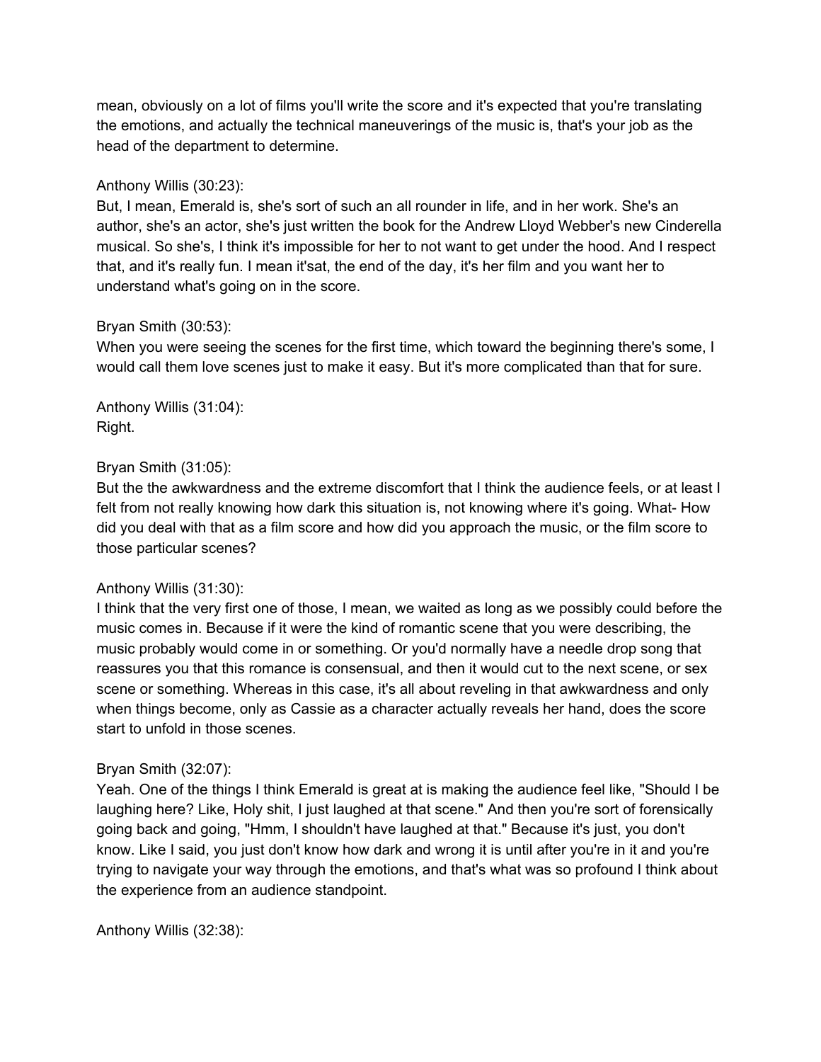mean, obviously on a lot of films you'll write the score and it's expected that you're translating the emotions, and actually the technical maneuverings of the music is, that's your job as the head of the department to determine.

Anthony Willis (30:23):
But, I mean, Emerald is, she's sort of such an all rounder in life, and in her work. She's an author, she's an actor, she's just written the book for the Andrew Lloyd Webber's new Cinderella musical. So she's, I think it's impossible for her to not want to get under the hood. And I respect that, and it's really fun. I mean it'sat, the end of the day, it's her film and you want her to understand what's going on in the score.

Bryan Smith (30:53):
When you were seeing the scenes for the first time, which toward the beginning there's some, I would call them love scenes just to make it easy. But it's more complicated than that for sure.

Anthony Willis (31:04):
Right.

Bryan Smith (31:05):
But the the awkwardness and the extreme discomfort that I think the audience feels, or at least I felt from not really knowing how dark this situation is, not knowing where it's going. What- How did you deal with that as a film score and how did you approach the music, or the film score to those particular scenes?

Anthony Willis (31:30):
I think that the very first one of those, I mean, we waited as long as we possibly could before the music comes in. Because if it were the kind of romantic scene that you were describing, the music probably would come in or something. Or you'd normally have a needle drop song that reassures you that this romance is consensual, and then it would cut to the next scene, or sex scene or something. Whereas in this case, it's all about reveling in that awkwardness and only when things become, only as Cassie as a character actually reveals her hand, does the score start to unfold in those scenes.

Bryan Smith (32:07):
Yeah. One of the things I think Emerald is great at is making the audience feel like, "Should I be laughing here? Like, Holy shit, I just laughed at that scene." And then you're sort of forensically going back and going, "Hmm, I shouldn't have laughed at that." Because it's just, you don't know. Like I said, you just don't know how dark and wrong it is until after you're in it and you're trying to navigate your way through the emotions, and that's what was so profound I think about the experience from an audience standpoint.

Anthony Willis (32:38):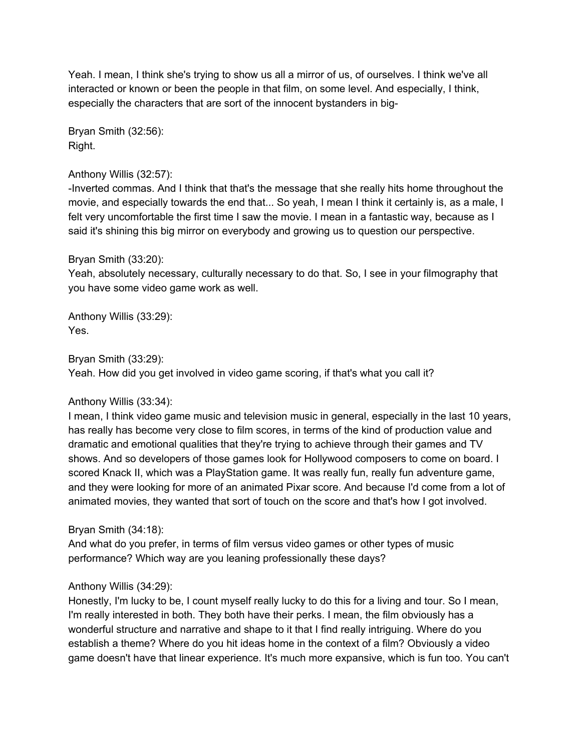Yeah. I mean, I think she's trying to show us all a mirror of us, of ourselves. I think we've all interacted or known or been the people in that film, on some level. And especially, I think, especially the characters that are sort of the innocent bystanders in big-

Bryan Smith (32:56):
Right.

Anthony Willis (32:57):
-Inverted commas. And I think that that's the message that she really hits home throughout the movie, and especially towards the end that... So yeah, I mean I think it certainly is, as a male, I felt very uncomfortable the first time I saw the movie. I mean in a fantastic way, because as I said it's shining this big mirror on everybody and growing us to question our perspective.

Bryan Smith (33:20):
Yeah, absolutely necessary, culturally necessary to do that. So, I see in your filmography that you have some video game work as well.

Anthony Willis (33:29):
Yes.

Bryan Smith (33:29):
Yeah. How did you get involved in video game scoring, if that's what you call it?

Anthony Willis (33:34):
I mean, I think video game music and television music in general, especially in the last 10 years, has really has become very close to film scores, in terms of the kind of production value and dramatic and emotional qualities that they're trying to achieve through their games and TV shows. And so developers of those games look for Hollywood composers to come on board. I scored Knack II, which was a PlayStation game. It was really fun, really fun adventure game, and they were looking for more of an animated Pixar score. And because I'd come from a lot of animated movies, they wanted that sort of touch on the score and that's how I got involved.

Bryan Smith (34:18):
And what do you prefer, in terms of film versus video games or other types of music performance? Which way are you leaning professionally these days?

Anthony Willis (34:29):
Honestly, I'm lucky to be, I count myself really lucky to do this for a living and tour. So I mean, I'm really interested in both. They both have their perks. I mean, the film obviously has a wonderful structure and narrative and shape to it that I find really intriguing. Where do you establish a theme? Where do you hit ideas home in the context of a film? Obviously a video game doesn't have that linear experience. It's much more expansive, which is fun too. You can't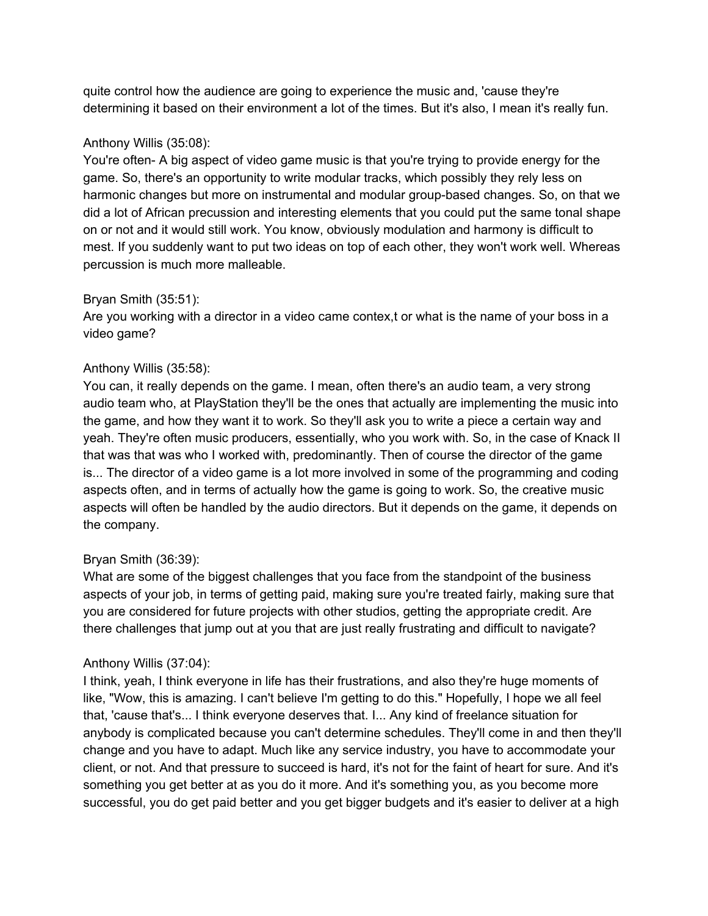quite control how the audience are going to experience the music and, 'cause they're determining it based on their environment a lot of the times. But it's also, I mean it's really fun.

Anthony Willis (35:08):
You're often- A big aspect of video game music is that you're trying to provide energy for the game. So, there's an opportunity to write modular tracks, which possibly they rely less on harmonic changes but more on instrumental and modular group-based changes. So, on that we did a lot of African precussion and interesting elements that you could put the same tonal shape on or not and it would still work. You know, obviously modulation and harmony is difficult to mest. If you suddenly want to put two ideas on top of each other, they won't work well. Whereas percussion is much more malleable.

Bryan Smith (35:51):
Are you working with a director in a video came contex,t or what is the name of your boss in a video game?

Anthony Willis (35:58):
You can, it really depends on the game. I mean, often there's an audio team, a very strong audio team who, at PlayStation they'll be the ones that actually are implementing the music into the game, and how they want it to work. So they'll ask you to write a piece a certain way and yeah. They're often music producers, essentially, who you work with. So, in the case of Knack II that was that was who I worked with, predominantly. Then of course the director of the game is... The director of a video game is a lot more involved in some of the programming and coding aspects often, and in terms of actually how the game is going to work. So, the creative music aspects will often be handled by the audio directors. But it depends on the game, it depends on the company.

Bryan Smith (36:39):
What are some of the biggest challenges that you face from the standpoint of the business aspects of your job, in terms of getting paid, making sure you're treated fairly, making sure that you are considered for future projects with other studios, getting the appropriate credit. Are there challenges that jump out at you that are just really frustrating and difficult to navigate?

Anthony Willis (37:04):
I think, yeah, I think everyone in life has their frustrations, and also they're huge moments of like, "Wow, this is amazing. I can't believe I'm getting to do this." Hopefully, I hope we all feel that, 'cause that's... I think everyone deserves that. I... Any kind of freelance situation for anybody is complicated because you can't determine schedules. They'll come in and then they'll change and you have to adapt. Much like any service industry, you have to accommodate your client, or not. And that pressure to succeed is hard, it's not for the faint of heart for sure. And it's something you get better at as you do it more. And it's something you, as you become more successful, you do get paid better and you get bigger budgets and it's easier to deliver at a high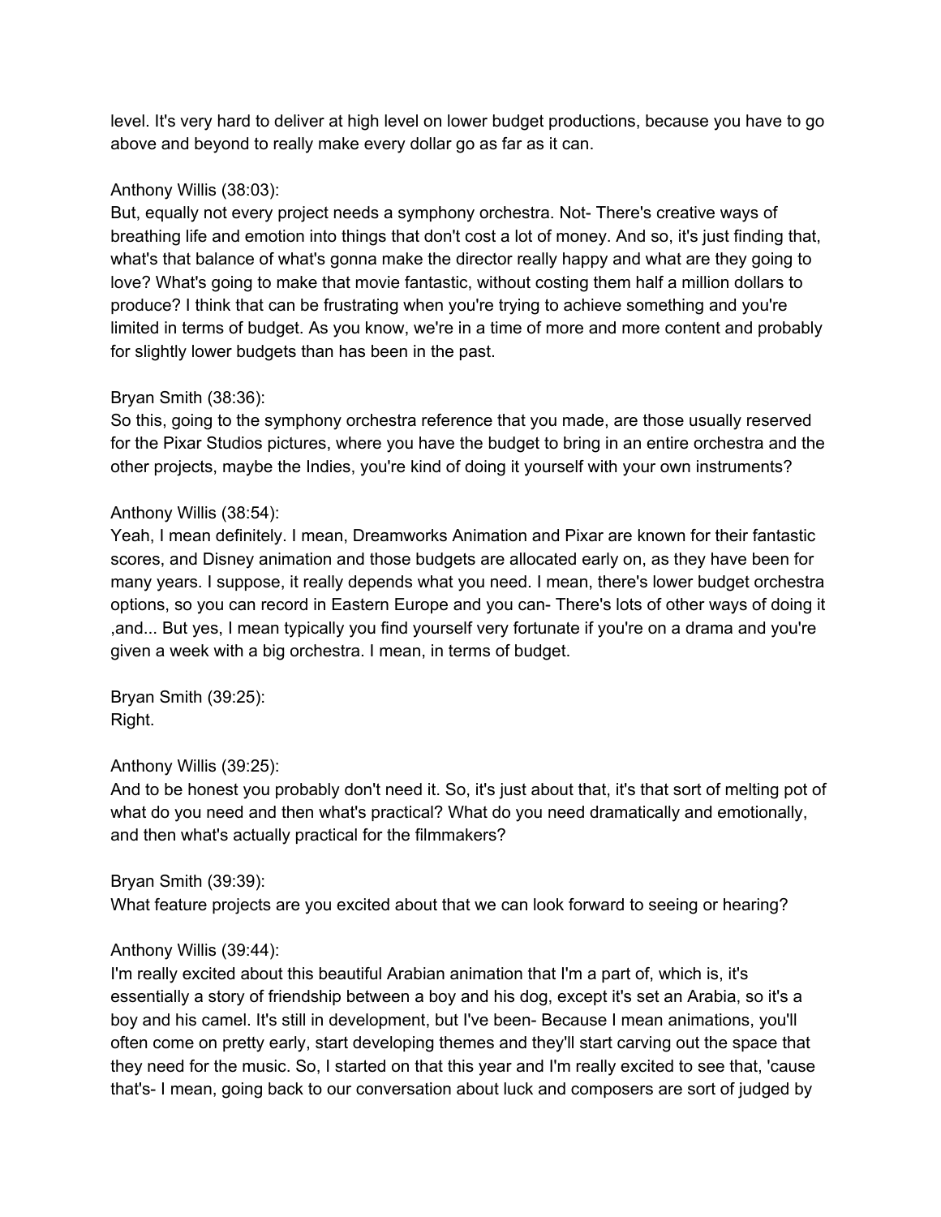level. It's very hard to deliver at high level on lower budget productions, because you have to go above and beyond to really make every dollar go as far as it can.

Anthony Willis (38:03):
But, equally not every project needs a symphony orchestra. Not- There's creative ways of breathing life and emotion into things that don't cost a lot of money. And so, it's just finding that, what's that balance of what's gonna make the director really happy and what are they going to love? What's going to make that movie fantastic, without costing them half a million dollars to produce? I think that can be frustrating when you're trying to achieve something and you're limited in terms of budget. As you know, we're in a time of more and more content and probably for slightly lower budgets than has been in the past.

Bryan Smith (38:36):
So this, going to the symphony orchestra reference that you made, are those usually reserved for the Pixar Studios pictures, where you have the budget to bring in an entire orchestra and the other projects, maybe the Indies, you're kind of doing it yourself with your own instruments?

Anthony Willis (38:54):
Yeah, I mean definitely. I mean, Dreamworks Animation and Pixar are known for their fantastic scores, and Disney animation and those budgets are allocated early on, as they have been for many years. I suppose, it really depends what you need. I mean, there's lower budget orchestra options, so you can record in Eastern Europe and you can- There's lots of other ways of doing it ,and... But yes, I mean typically you find yourself very fortunate if you're on a drama and you're given a week with a big orchestra. I mean, in terms of budget.

Bryan Smith (39:25):
Right.

Anthony Willis (39:25):
And to be honest you probably don't need it. So, it's just about that, it's that sort of melting pot of what do you need and then what's practical? What do you need dramatically and emotionally, and then what's actually practical for the filmmakers?

Bryan Smith (39:39):
What feature projects are you excited about that we can look forward to seeing or hearing?

Anthony Willis (39:44):
I'm really excited about this beautiful Arabian animation that I'm a part of, which is, it's essentially a story of friendship between a boy and his dog, except it's set an Arabia, so it's a boy and his camel. It's still in development, but I've been- Because I mean animations, you'll often come on pretty early, start developing themes and they'll start carving out the space that they need for the music. So, I started on that this year and I'm really excited to see that, 'cause that's- I mean, going back to our conversation about luck and composers are sort of judged by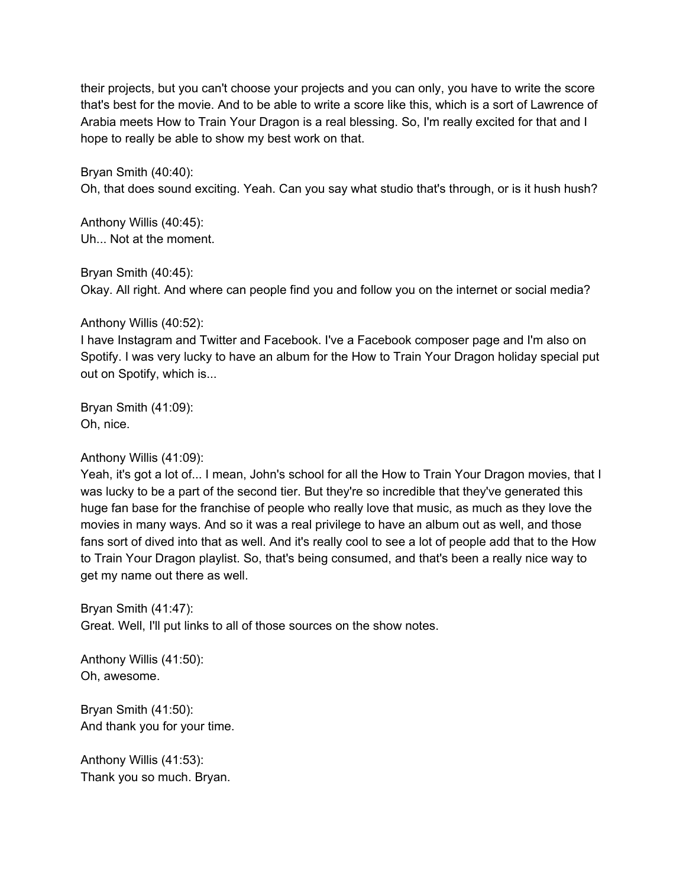their projects, but you can't choose your projects and you can only, you have to write the score that's best for the movie. And to be able to write a score like this, which is a sort of Lawrence of Arabia meets How to Train Your Dragon is a real blessing. So, I'm really excited for that and I hope to really be able to show my best work on that.

Bryan Smith (40:40):
Oh, that does sound exciting. Yeah. Can you say what studio that's through, or is it hush hush?

Anthony Willis (40:45):
Uh... Not at the moment.

Bryan Smith (40:45):
Okay. All right. And where can people find you and follow you on the internet or social media?

Anthony Willis (40:52):
I have Instagram and Twitter and Facebook. I've a Facebook composer page and I'm also on Spotify. I was very lucky to have an album for the How to Train Your Dragon holiday special put out on Spotify, which is...

Bryan Smith (41:09):
Oh, nice.

Anthony Willis (41:09):
Yeah, it's got a lot of... I mean, John's school for all the How to Train Your Dragon movies, that I was lucky to be a part of the second tier. But they're so incredible that they've generated this huge fan base for the franchise of people who really love that music, as much as they love the movies in many ways. And so it was a real privilege to have an album out as well, and those fans sort of dived into that as well. And it's really cool to see a lot of people add that to the How to Train Your Dragon playlist. So, that's being consumed, and that's been a really nice way to get my name out there as well.

Bryan Smith (41:47):
Great. Well, I'll put links to all of those sources on the show notes.

Anthony Willis (41:50):
Oh, awesome.

Bryan Smith (41:50):
And thank you for your time.

Anthony Willis (41:53):
Thank you so much. Bryan.